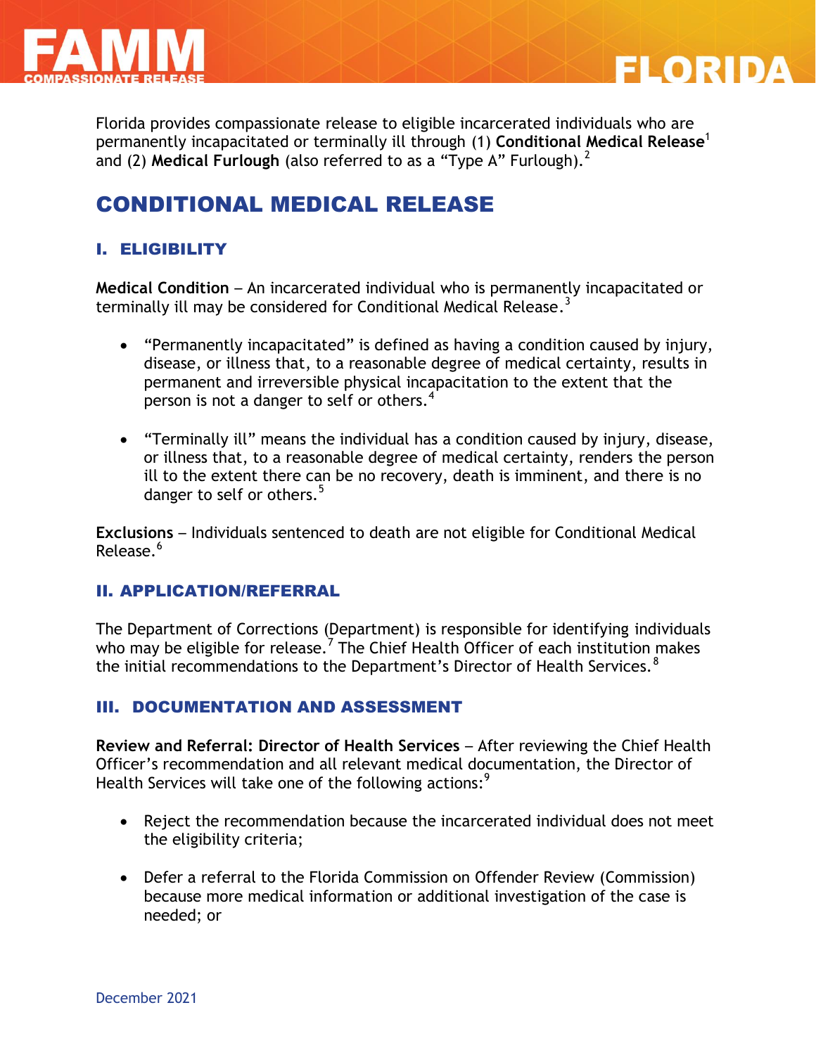Florida provides compassionate release to eligible incarcerated individuals who are permanently incapacitated or terminally ill through (1) **Conditional Medical Release**[1] and (2) **Medical Furlough** (also referred to as a "Type A" Furlough).[2]

# CONDITIONAL MEDICAL RELEASE

## I. ELIGIBILITY

**Medical Condition** – An incarcerated individual who is permanently incapacitated or terminally ill may be considered for Conditional Medical Release.[3]

- "Permanently incapacitated" is defined as having a condition caused by injury, disease, or illness that, to a reasonable degree of medical certainty, results in permanent and irreversible physical incapacitation to the extent that the person is not a danger to self or others.[4]

- "Terminally ill" means the individual has a condition caused by injury, disease, or illness that, to a reasonable degree of medical certainty, renders the person ill to the extent there can be no recovery, death is imminent, and there is no danger to self or others.[5]

**Exclusions** – Individuals sentenced to death are not eligible for Conditional Medical Release.[6]

## II. APPLICATION/REFERRAL

The Department of Corrections (Department) is responsible for identifying individuals who may be eligible for release.[7] The Chief Health Officer of each institution makes the initial recommendations to the Department's Director of Health Services.[8]

## III. DOCUMENTATION AND ASSESSMENT

**Review and Referral: Director of Health Services** – After reviewing the Chief Health Officer's recommendation and all relevant medical documentation, the Director of Health Services will take one of the following actions:[9]

- Reject the recommendation because the incarcerated individual does not meet the eligibility criteria;

- Defer a referral to the Florida Commission on Offender Review (Commission) because more medical information or additional investigation of the case is needed; or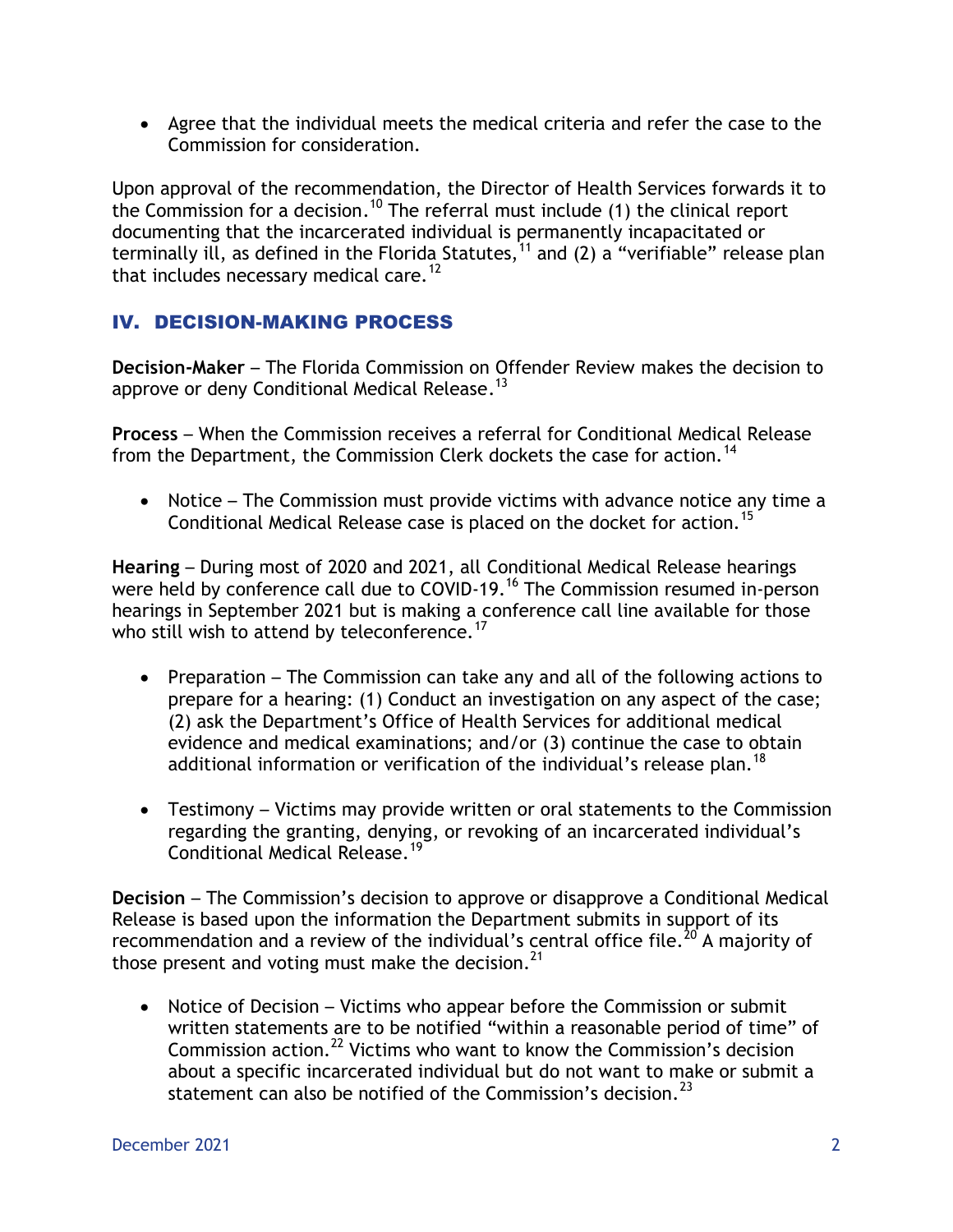- Agree that the individual meets the medical criteria and refer the case to the Commission for consideration.

Upon approval of the recommendation, the Director of Health Services forwards it to the Commission for a decision.[10] The referral must include (1) the clinical report documenting that the incarcerated individual is permanently incapacitated or terminally ill, as defined in the Florida Statutes,[11] and (2) a "verifiable" release plan that includes necessary medical care.[12]

## IV. DECISION-MAKING PROCESS

**Decision-Maker** – The Florida Commission on Offender Review makes the decision to approve or deny Conditional Medical Release.[13]

**Process** – When the Commission receives a referral for Conditional Medical Release from the Department, the Commission Clerk dockets the case for action.[14]

- Notice – The Commission must provide victims with advance notice any time a Conditional Medical Release case is placed on the docket for action.[15]

**Hearing** – During most of 2020 and 2021, all Conditional Medical Release hearings were held by conference call due to COVID-19.[16] The Commission resumed in-person hearings in September 2021 but is making a conference call line available for those who still wish to attend by teleconference.[17]

- Preparation – The Commission can take any and all of the following actions to prepare for a hearing: (1) Conduct an investigation on any aspect of the case; (2) ask the Department's Office of Health Services for additional medical evidence and medical examinations; and/or (3) continue the case to obtain additional information or verification of the individual's release plan.[18]

- Testimony – Victims may provide written or oral statements to the Commission regarding the granting, denying, or revoking of an incarcerated individual's Conditional Medical Release.[19]

**Decision** – The Commission's decision to approve or disapprove a Conditional Medical Release is based upon the information the Department submits in support of its recommendation and a review of the individual's central office file.[20] A majority of those present and voting must make the decision.[21]

- Notice of Decision – Victims who appear before the Commission or submit written statements are to be notified "within a reasonable period of time" of Commission action.[22] Victims who want to know the Commission's decision about a specific incarcerated individual but do not want to make or submit a statement can also be notified of the Commission's decision.[23]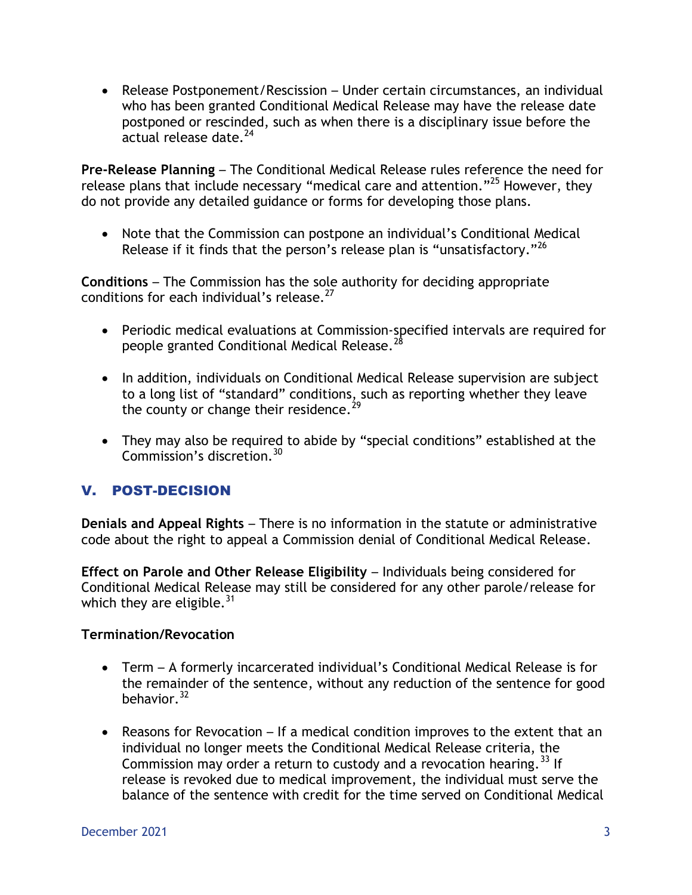- Release Postponement/Rescission – Under certain circumstances, an individual who has been granted Conditional Medical Release may have the release date postponed or rescinded, such as when there is a disciplinary issue before the actual release date.[24]

**Pre-Release Planning** – The Conditional Medical Release rules reference the need for release plans that include necessary "medical care and attention."[25] However, they do not provide any detailed guidance or forms for developing those plans.

- Note that the Commission can postpone an individual's Conditional Medical Release if it finds that the person's release plan is "unsatisfactory."[26]

**Conditions** – The Commission has the sole authority for deciding appropriate conditions for each individual's release.[27]

- Periodic medical evaluations at Commission-specified intervals are required for people granted Conditional Medical Release.[28]
- In addition, individuals on Conditional Medical Release supervision are subject to a long list of "standard" conditions, such as reporting whether they leave the county or change their residence.[29]
- They may also be required to abide by "special conditions" established at the Commission's discretion.[30]

## V. POST-DECISION

**Denials and Appeal Rights** – There is no information in the statute or administrative code about the right to appeal a Commission denial of Conditional Medical Release.

**Effect on Parole and Other Release Eligibility** – Individuals being considered for Conditional Medical Release may still be considered for any other parole/release for which they are eligible.[31]

**Termination/Revocation**

- Term – A formerly incarcerated individual's Conditional Medical Release is for the remainder of the sentence, without any reduction of the sentence for good behavior.[32]
- Reasons for Revocation – If a medical condition improves to the extent that an individual no longer meets the Conditional Medical Release criteria, the Commission may order a return to custody and a revocation hearing.[33] If release is revoked due to medical improvement, the individual must serve the balance of the sentence with credit for the time served on Conditional Medical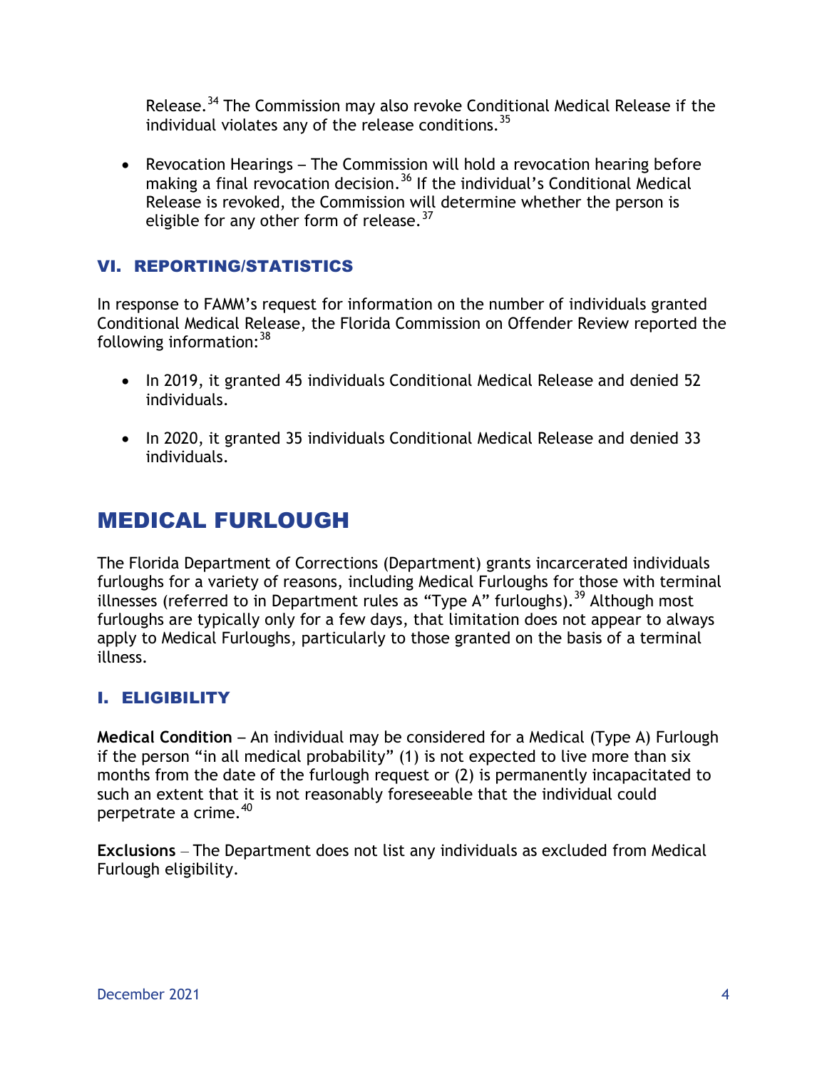Release.[34] The Commission may also revoke Conditional Medical Release if the individual violates any of the release conditions.[35]

- Revocation Hearings – The Commission will hold a revocation hearing before making a final revocation decision.[36] If the individual's Conditional Medical Release is revoked, the Commission will determine whether the person is eligible for any other form of release.[37]

### VI. REPORTING/STATISTICS

In response to FAMM's request for information on the number of individuals granted Conditional Medical Release, the Florida Commission on Offender Review reported the following information:[38]

- In 2019, it granted 45 individuals Conditional Medical Release and denied 52 individuals.
- In 2020, it granted 35 individuals Conditional Medical Release and denied 33 individuals.

## MEDICAL FURLOUGH

The Florida Department of Corrections (Department) grants incarcerated individuals furloughs for a variety of reasons, including Medical Furloughs for those with terminal illnesses (referred to in Department rules as "Type A" furloughs).[39] Although most furloughs are typically only for a few days, that limitation does not appear to always apply to Medical Furloughs, particularly to those granted on the basis of a terminal illness.

### I. ELIGIBILITY

**Medical Condition** – An individual may be considered for a Medical (Type A) Furlough if the person "in all medical probability" (1) is not expected to live more than six months from the date of the furlough request or (2) is permanently incapacitated to such an extent that it is not reasonably foreseeable that the individual could perpetrate a crime.[40]

**Exclusions** – The Department does not list any individuals as excluded from Medical Furlough eligibility.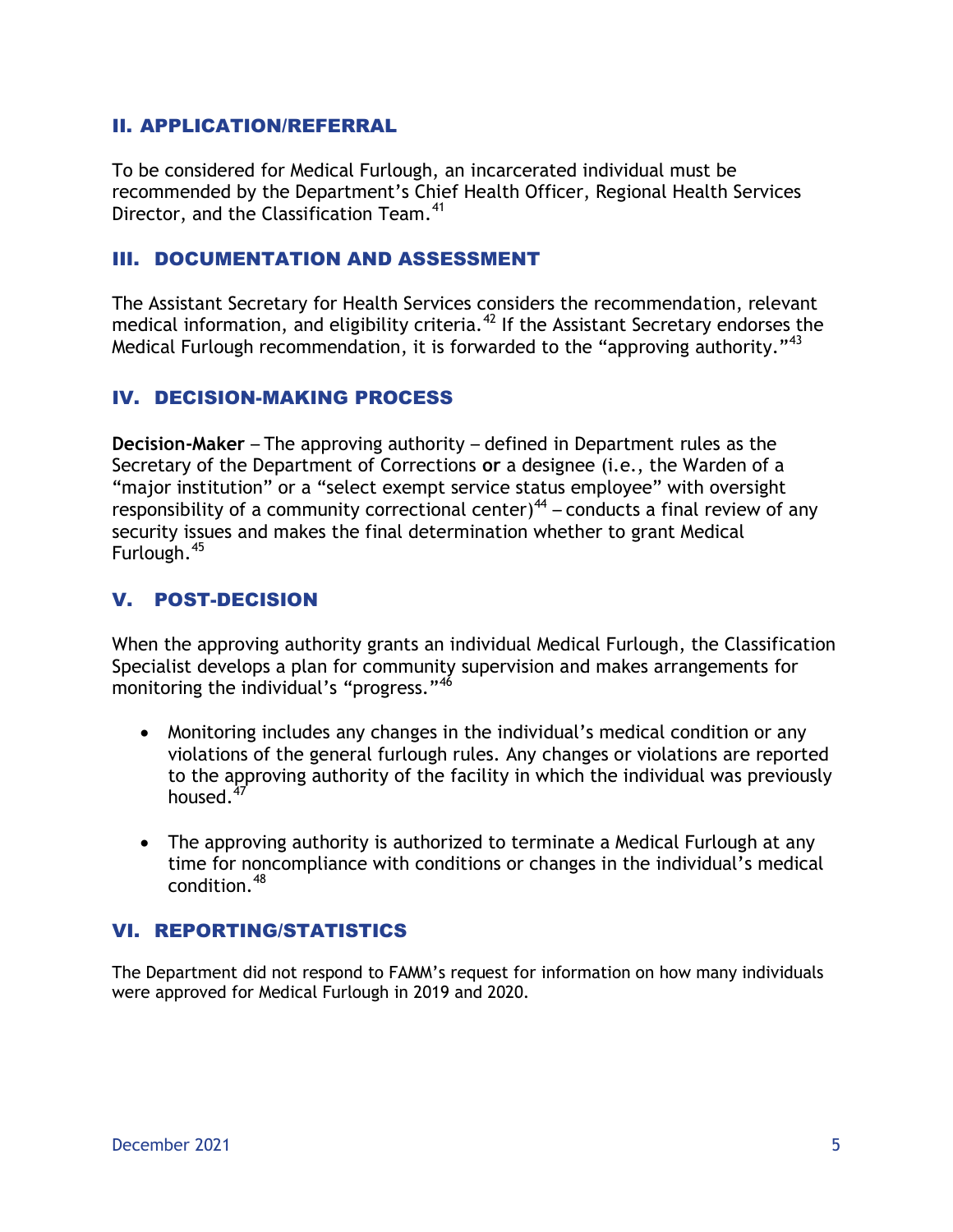## II. APPLICATION/REFERRAL

To be considered for Medical Furlough, an incarcerated individual must be recommended by the Department's Chief Health Officer, Regional Health Services Director, and the Classification Team.[41]

## III. DOCUMENTATION AND ASSESSMENT

The Assistant Secretary for Health Services considers the recommendation, relevant medical information, and eligibility criteria.[42] If the Assistant Secretary endorses the Medical Furlough recommendation, it is forwarded to the "approving authority."[43]

## IV. DECISION-MAKING PROCESS

**Decision-Maker** – The approving authority – defined in Department rules as the Secretary of the Department of Corrections **or** a designee (i.e., the Warden of a "major institution" or a "select exempt service status employee" with oversight responsibility of a community correctional center)[44] – conducts a final review of any security issues and makes the final determination whether to grant Medical Furlough.[45]

## V. POST-DECISION

When the approving authority grants an individual Medical Furlough, the Classification Specialist develops a plan for community supervision and makes arrangements for monitoring the individual's "progress."[46]

- Monitoring includes any changes in the individual's medical condition or any violations of the general furlough rules. Any changes or violations are reported to the approving authority of the facility in which the individual was previously housed.[47]
- The approving authority is authorized to terminate a Medical Furlough at any time for noncompliance with conditions or changes in the individual's medical condition.[48]

## VI. REPORTING/STATISTICS

The Department did not respond to FAMM's request for information on how many individuals were approved for Medical Furlough in 2019 and 2020.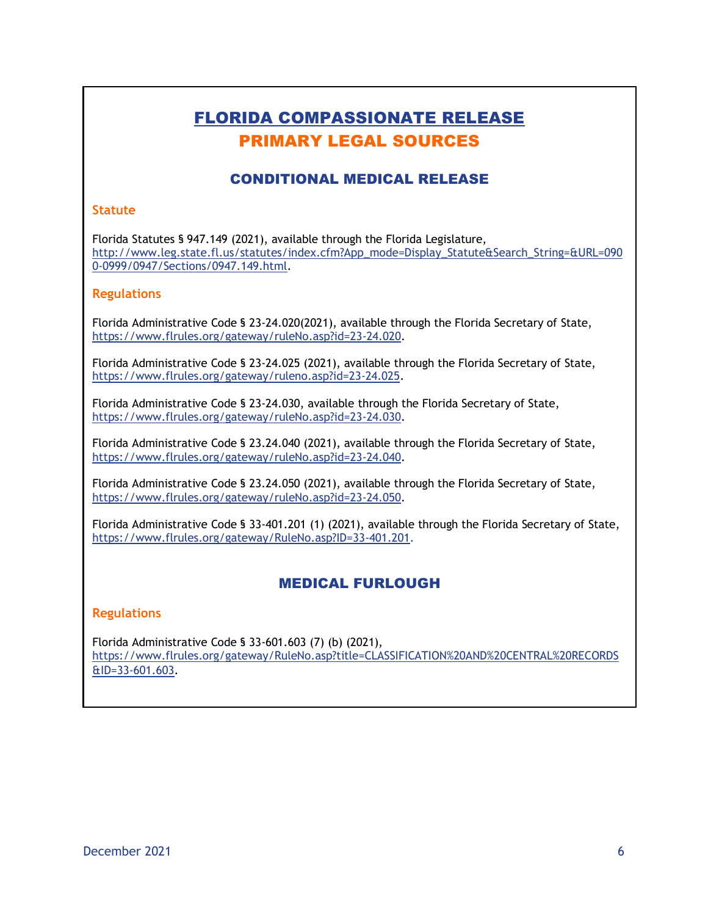# FLORIDA COMPASSIONATE RELEASE

## PRIMARY LEGAL SOURCES

### CONDITIONAL MEDICAL RELEASE

#### Statute

Florida Statutes § 947.149 (2021), available through the Florida Legislature, http://www.leg.state.fl.us/statutes/index.cfm?App_mode=Display_Statute&Search_String=&URL=0900-0999/0947/Sections/0947.149.html.

#### Regulations

Florida Administrative Code § 23-24.020(2021), available through the Florida Secretary of State, https://www.flrules.org/gateway/ruleNo.asp?id=23-24.020.

Florida Administrative Code § 23-24.025 (2021), available through the Florida Secretary of State, https://www.flrules.org/gateway/ruleno.asp?id=23-24.025.

Florida Administrative Code § 23-24.030, available through the Florida Secretary of State, https://www.flrules.org/gateway/ruleNo.asp?id=23-24.030.

Florida Administrative Code § 23.24.040 (2021), available through the Florida Secretary of State, https://www.flrules.org/gateway/ruleNo.asp?id=23-24.040.

Florida Administrative Code § 23.24.050 (2021), available through the Florida Secretary of State, https://www.flrules.org/gateway/ruleNo.asp?id=23-24.050.

Florida Administrative Code § 33-401.201 (1) (2021), available through the Florida Secretary of State, https://www.flrules.org/gateway/RuleNo.asp?ID=33-401.201.

### MEDICAL FURLOUGH

#### Regulations

Florida Administrative Code § 33-601.603 (7) (b) (2021), https://www.flrules.org/gateway/RuleNo.asp?title=CLASSIFICATION%20AND%20CENTRAL%20RECORDS&ID=33-601.603.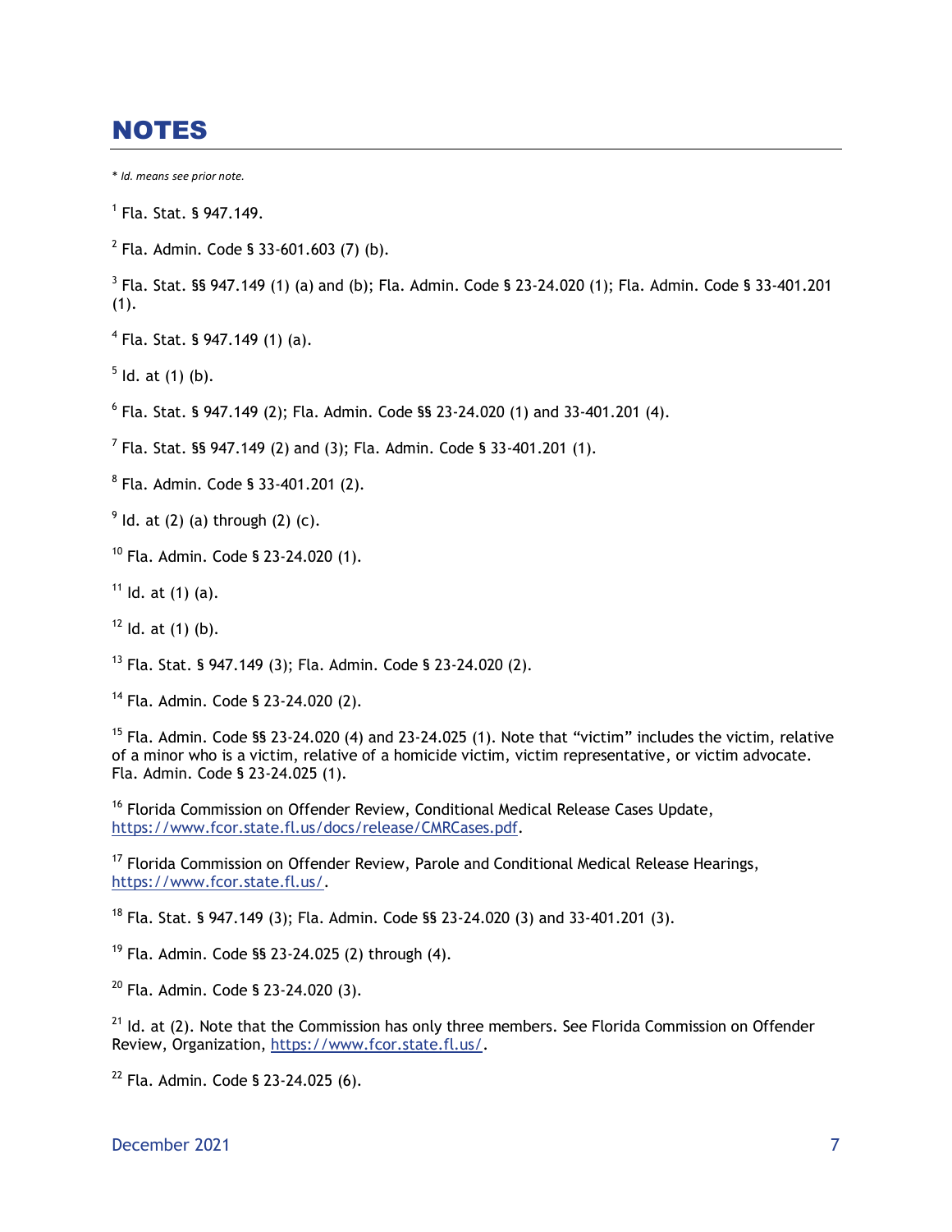## NOTES

*\* Id. means see prior note.*

[1] Fla. Stat. § 947.149.

[2] Fla. Admin. Code § 33-601.603 (7) (b).

[3] Fla. Stat. §§ 947.149 (1) (a) and (b); Fla. Admin. Code § 23-24.020 (1); Fla. Admin. Code § 33-401.201 (1).

[4] Fla. Stat. § 947.149 (1) (a).

[5] Id. at (1) (b).

[6] Fla. Stat. § 947.149 (2); Fla. Admin. Code §§ 23-24.020 (1) and 33-401.201 (4).

[7] Fla. Stat. §§ 947.149 (2) and (3); Fla. Admin. Code § 33-401.201 (1).

[8] Fla. Admin. Code § 33-401.201 (2).

[9] Id. at (2) (a) through (2) (c).

[10] Fla. Admin. Code § 23-24.020 (1).

[11] Id. at (1) (a).

[12] Id. at (1) (b).

[13] Fla. Stat. § 947.149 (3); Fla. Admin. Code § 23-24.020 (2).

[14] Fla. Admin. Code § 23-24.020 (2).

[15] Fla. Admin. Code §§ 23-24.020 (4) and 23-24.025 (1). Note that "victim" includes the victim, relative of a minor who is a victim, relative of a homicide victim, victim representative, or victim advocate. Fla. Admin. Code § 23-24.025 (1).

[16] Florida Commission on Offender Review, Conditional Medical Release Cases Update, https://www.fcor.state.fl.us/docs/release/CMRCases.pdf.

[17] Florida Commission on Offender Review, Parole and Conditional Medical Release Hearings, https://www.fcor.state.fl.us/.

[18] Fla. Stat. § 947.149 (3); Fla. Admin. Code §§ 23-24.020 (3) and 33-401.201 (3).

[19] Fla. Admin. Code §§ 23-24.025 (2) through (4).

[20] Fla. Admin. Code § 23-24.020 (3).

[21] Id. at (2). Note that the Commission has only three members. See Florida Commission on Offender Review, Organization, https://www.fcor.state.fl.us/.

[22] Fla. Admin. Code § 23-24.025 (6).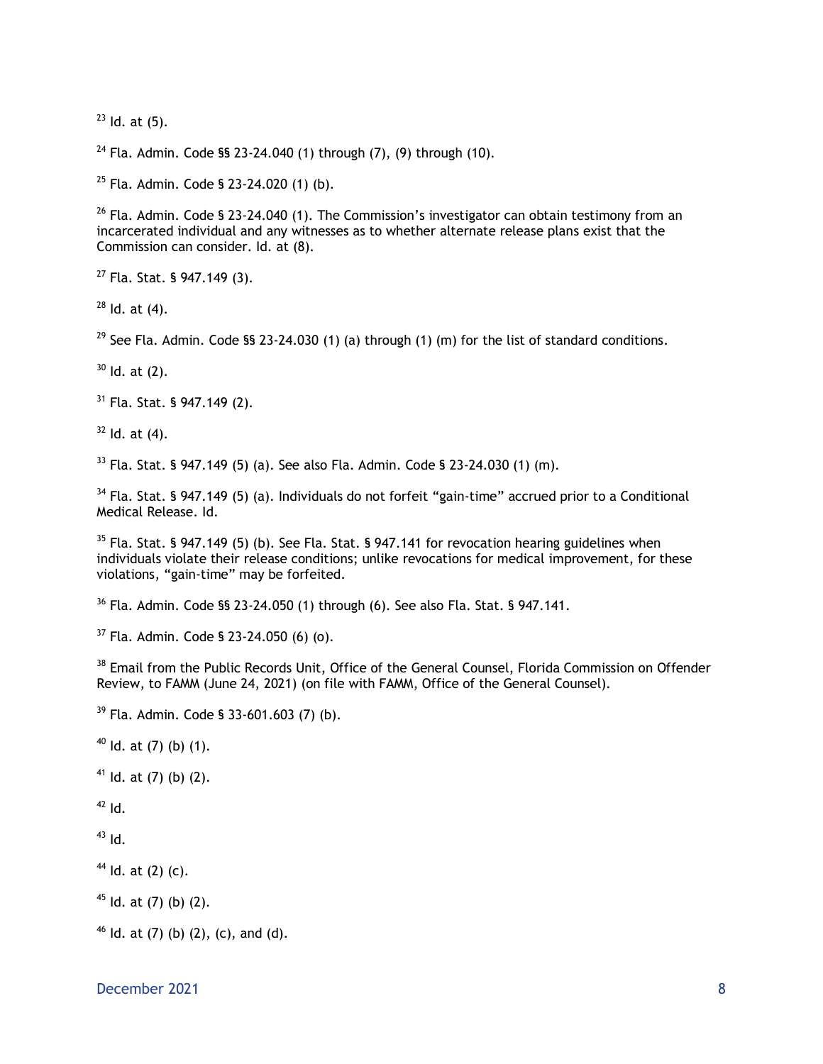[23] Id. at (5).

[24] Fla. Admin. Code §§ 23-24.040 (1) through (7), (9) through (10).

[25] Fla. Admin. Code § 23-24.020 (1) (b).

[26] Fla. Admin. Code § 23-24.040 (1). The Commission's investigator can obtain testimony from an incarcerated individual and any witnesses as to whether alternate release plans exist that the Commission can consider. Id. at (8).

[27] Fla. Stat. § 947.149 (3).

[28] Id. at (4).

[29] See Fla. Admin. Code §§ 23-24.030 (1) (a) through (1) (m) for the list of standard conditions.

[30] Id. at (2).

[31] Fla. Stat. § 947.149 (2).

[32] Id. at (4).

[33] Fla. Stat. § 947.149 (5) (a). See also Fla. Admin. Code § 23-24.030 (1) (m).

[34] Fla. Stat. § 947.149 (5) (a). Individuals do not forfeit "gain-time" accrued prior to a Conditional Medical Release. Id.

[35] Fla. Stat. § 947.149 (5) (b). See Fla. Stat. § 947.141 for revocation hearing guidelines when individuals violate their release conditions; unlike revocations for medical improvement, for these violations, "gain-time" may be forfeited.

[36] Fla. Admin. Code §§ 23-24.050 (1) through (6). See also Fla. Stat. § 947.141.

[37] Fla. Admin. Code § 23-24.050 (6) (o).

[38] Email from the Public Records Unit, Office of the General Counsel, Florida Commission on Offender Review, to FAMM (June 24, 2021) (on file with FAMM, Office of the General Counsel).

[39] Fla. Admin. Code § 33-601.603 (7) (b).

[40] Id. at (7) (b) (1).

[41] Id. at (7) (b) (2).

[42] Id.

[43] Id.

[44] Id. at (2) (c).

[45] Id. at (7) (b) (2).

[46] Id. at (7) (b) (2), (c), and (d).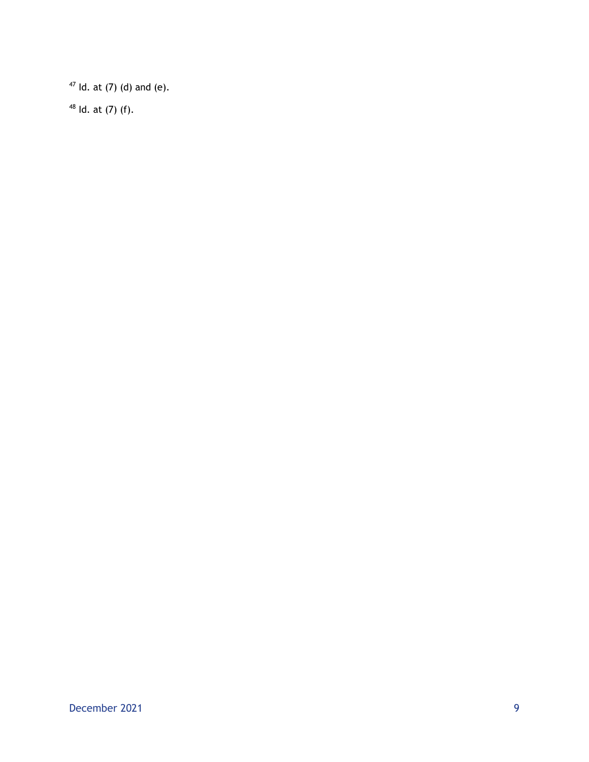[47] Id. at (7) (d) and (e).

[48] Id. at (7) (f).